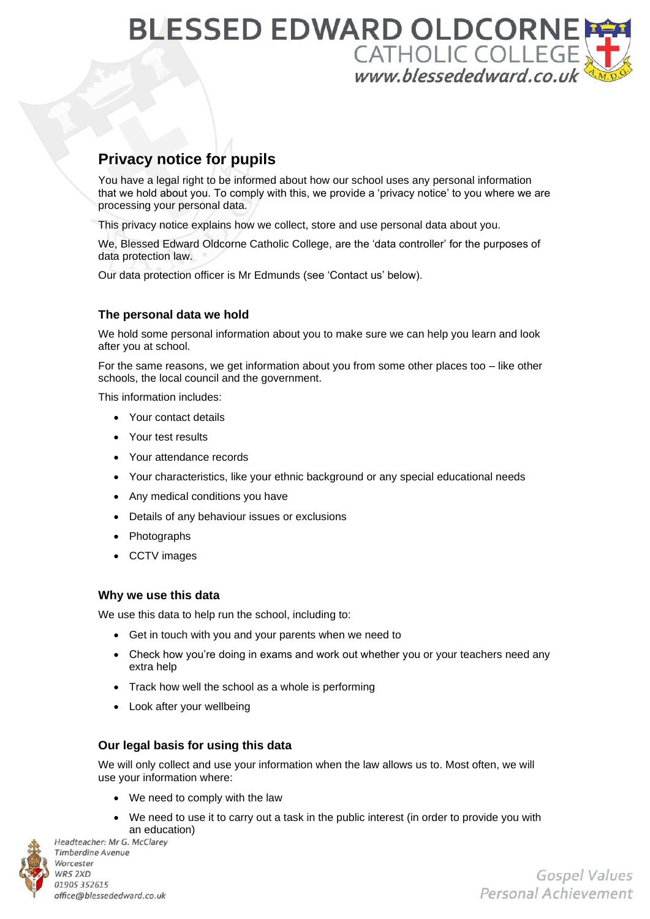## Privacy notice for pupils

You have a legal right to be informed about how our school uses any personal information that we hold about you. To comply with this, we provide a 'privacy notice' to you where we are processing your personal data.

This privacy notice explains how we collect, store and use personal data about you.

We, Blessed Edward Oldcorne Catholic College, are the 'data controller' for the purposes of data protection law.

Our data protection officer is Mr Edmunds (see 'Contact us' below).

### The personal data we hold

We hold some personal information about you to make sure we can help you learn and look after you at school.

For the same reasons, we get information about you from some other places too – like other schools, the local council and the government.

This information includes:

- Your contact details
- Your test results
- Your attendance records
- Your characteristics, like your ethnic background or any special educational needs
- Any medical conditions you have
- Details of any behaviour issues or exclusions
- Photographs
- CCTV images

### Why we use this data

We use this data to help run the school, including to:

- Get in touch with you and your parents when we need to
- Check how you're doing in exams and work out whether you or your teachers need any extra help
- Track how well the school as a whole is performing
- Look after your wellbeing

### Our legal basis for using this data

We will only collect and use your information when the law allows us to. Most often, we will use your information where:

- We need to comply with the law
- We need to use it to carry out a task in the public interest (in order to provide you with an education)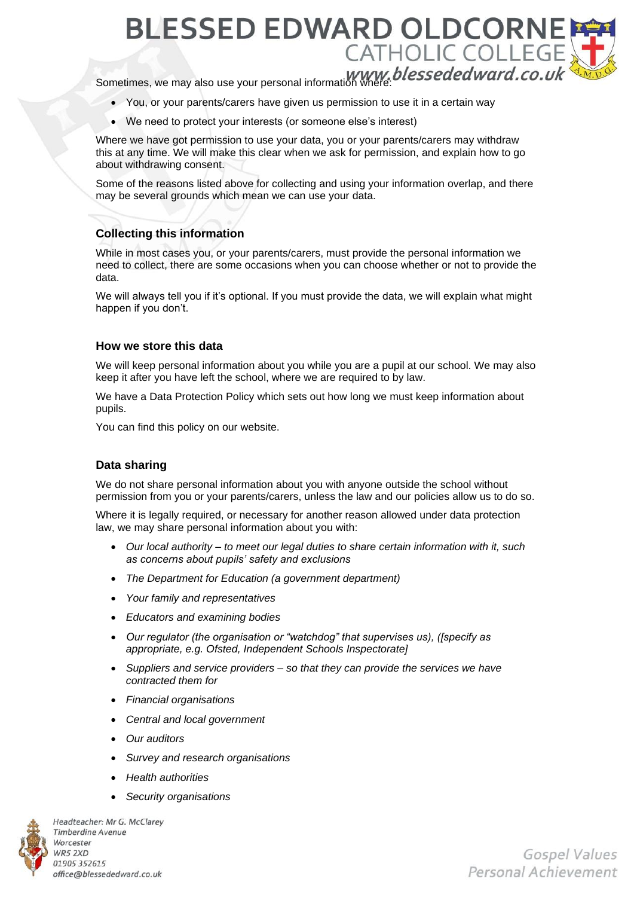Sometimes, we may also use your personal information where:

- You, or your parents/carers have given us permission to use it in a certain way
- We need to protect your interests (or someone else's interest)

Where we have got permission to use your data, you or your parents/carers may withdraw this at any time. We will make this clear when we ask for permission, and explain how to go about withdrawing consent.

Some of the reasons listed above for collecting and using your information overlap, and there may be several grounds which mean we can use your data.

### Collecting this information

While in most cases you, or your parents/carers, must provide the personal information we need to collect, there are some occasions when you can choose whether or not to provide the data.

We will always tell you if it's optional. If you must provide the data, we will explain what might happen if you don't.

### How we store this data

We will keep personal information about you while you are a pupil at our school. We may also keep it after you have left the school, where we are required to by law.

We have a Data Protection Policy which sets out how long we must keep information about pupils.

You can find this policy on our website.

### Data sharing

We do not share personal information about you with anyone outside the school without permission from you or your parents/carers, unless the law and our policies allow us to do so.

Where it is legally required, or necessary for another reason allowed under data protection law, we may share personal information about you with:

- *Our local authority – to meet our legal duties to share certain information with it, such as concerns about pupils' safety and exclusions*
- *The Department for Education (a government department)*
- *Your family and representatives*
- *Educators and examining bodies*
- *Our regulator (the organisation or "watchdog" that supervises us), ([specify as appropriate, e.g. Ofsted, Independent Schools Inspectorate]*
- *Suppliers and service providers – so that they can provide the services we have contracted them for*
- *Financial organisations*
- *Central and local government*
- *Our auditors*
- *Survey and research organisations*
- *Health authorities*
- *Security organisations*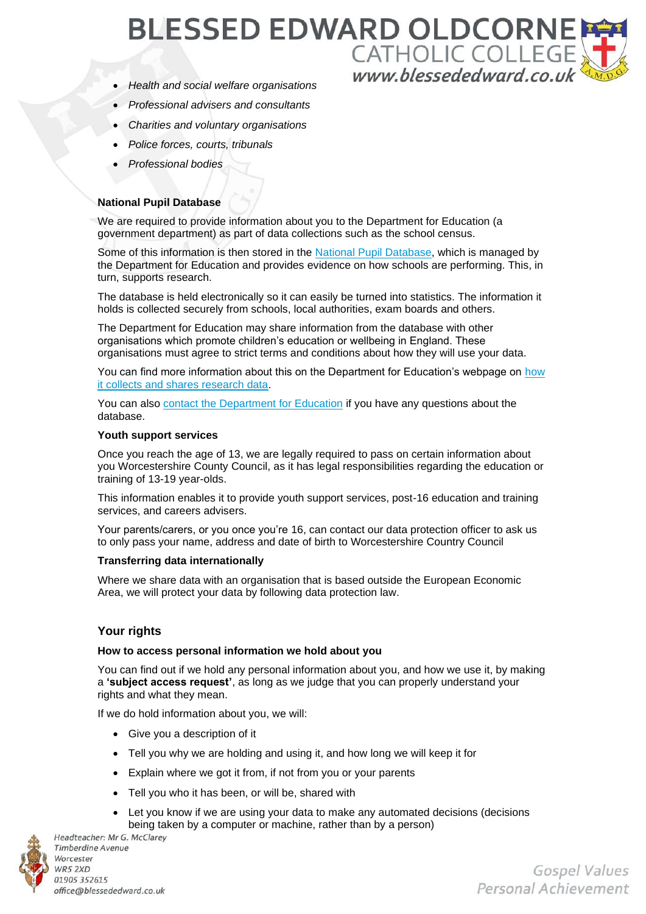- *Health and social welfare organisations*
- *Professional advisers and consultants*
- *Charities and voluntary organisations*
- *Police forces, courts, tribunals*
- *Professional bodies*

**National Pupil Database**

We are required to provide information about you to the Department for Education (a government department) as part of data collections such as the school census.

Some of this information is then stored in the National Pupil Database, which is managed by the Department for Education and provides evidence on how schools are performing. This, in turn, supports research.

The database is held electronically so it can easily be turned into statistics. The information it holds is collected securely from schools, local authorities, exam boards and others.

The Department for Education may share information from the database with other organisations which promote children's education or wellbeing in England. These organisations must agree to strict terms and conditions about how they will use your data.

You can find more information about this on the Department for Education's webpage on how it collects and shares research data.

You can also contact the Department for Education if you have any questions about the database.

**Youth support services**

Once you reach the age of 13, we are legally required to pass on certain information about you Worcestershire County Council, as it has legal responsibilities regarding the education or training of 13-19 year-olds.

This information enables it to provide youth support services, post-16 education and training services, and careers advisers.

Your parents/carers, or you once you're 16, can contact our data protection officer to ask us to only pass your name, address and date of birth to Worcestershire Country Council

**Transferring data internationally**

Where we share data with an organisation that is based outside the European Economic Area, we will protect your data by following data protection law.

## Your rights

**How to access personal information we hold about you**

You can find out if we hold any personal information about you, and how we use it, by making a **'subject access request'**, as long as we judge that you can properly understand your rights and what they mean.

If we do hold information about you, we will:

- Give you a description of it
- Tell you why we are holding and using it, and how long we will keep it for
- Explain where we got it from, if not from you or your parents
- Tell you who it has been, or will be, shared with
- Let you know if we are using your data to make any automated decisions (decisions being taken by a computer or machine, rather than by a person)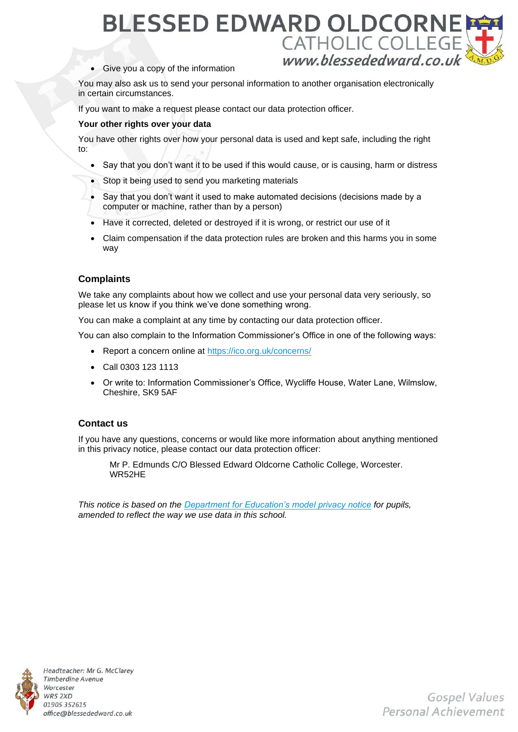- Give you a copy of the information

You may also ask us to send your personal information to another organisation electronically in certain circumstances.

If you want to make a request please contact our data protection officer.

**Your other rights over your data**

You have other rights over how your personal data is used and kept safe, including the right to:

- Say that you don't want it to be used if this would cause, or is causing, harm or distress
- Stop it being used to send you marketing materials
- Say that you don't want it used to make automated decisions (decisions made by a computer or machine, rather than by a person)
- Have it corrected, deleted or destroyed if it is wrong, or restrict our use of it
- Claim compensation if the data protection rules are broken and this harms you in some way

## Complaints

We take any complaints about how we collect and use your personal data very seriously, so please let us know if you think we've done something wrong.

You can make a complaint at any time by contacting our data protection officer.

You can also complain to the Information Commissioner's Office in one of the following ways:

- Report a concern online at [https://ico.org.uk/concerns/](https://ico.org.uk/concerns/)
- Call 0303 123 1113
- Or write to: Information Commissioner's Office, Wycliffe House, Water Lane, Wilmslow, Cheshire, SK9 5AF

## Contact us

If you have any questions, concerns or would like more information about anything mentioned in this privacy notice, please contact our data protection officer:

> Mr P. Edmunds C/O Blessed Edward Oldcorne Catholic College, Worcester. WR52HE

*This notice is based on the [Department for Education's model privacy notice](#) for pupils, amended to reflect the way we use data in this school.*